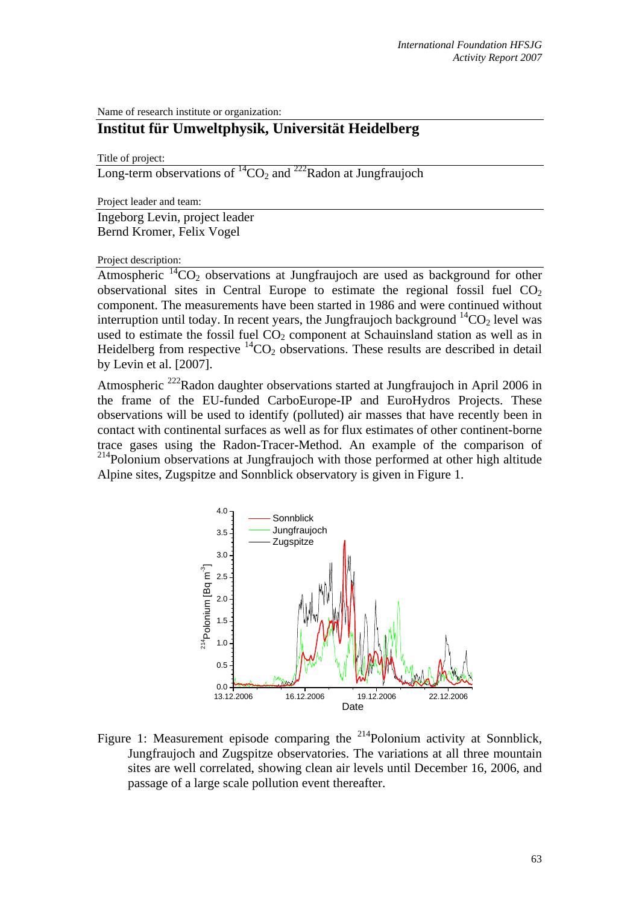Name of research institute or organization:

# Institut für Umweltphysik, Universität Heidelberg

Title of project:

Long-term observations of $^{14}CO_2$ and $^{222}$Radon at Jungfraujoch

Project leader and team:

Ingeborg Levin, project leader
Bernd Kromer, Felix Vogel

Project description:

Atmospheric $^{14}CO_2$ observations at Jungfraujoch are used as background for other observational sites in Central Europe to estimate the regional fossil fuel $CO_2$ component. The measurements have been started in 1986 and were continued without interruption until today. In recent years, the Jungfraujoch background $^{14}CO_2$ level was used to estimate the fossil fuel $CO_2$ component at Schauinsland station as well as in Heidelberg from respective $^{14}CO_2$ observations. These results are described in detail by Levin et al. [2007].

Atmospheric $^{222}$Radon daughter observations started at Jungfraujoch in April 2006 in the frame of the EU-funded CarboEurope-IP and EuroHydros Projects. These observations will be used to identify (polluted) air masses that have recently been in contact with continental surfaces as well as for flux estimates of other continent-borne trace gases using the Radon-Tracer-Method. An example of the comparison of $^{214}$Polonium observations at Jungfraujoch with those performed at other high altitude Alpine sites, Zugspitze and Sonnblick observatory is given in Figure 1.

Figure 1: Measurement episode comparing the $^{214}$Polonium activity at Sonnblick, Jungfraujoch and Zugspitze observatories. The variations at all three mountain sites are well correlated, showing clean air levels until December 16, 2006, and passage of a large scale pollution event thereafter.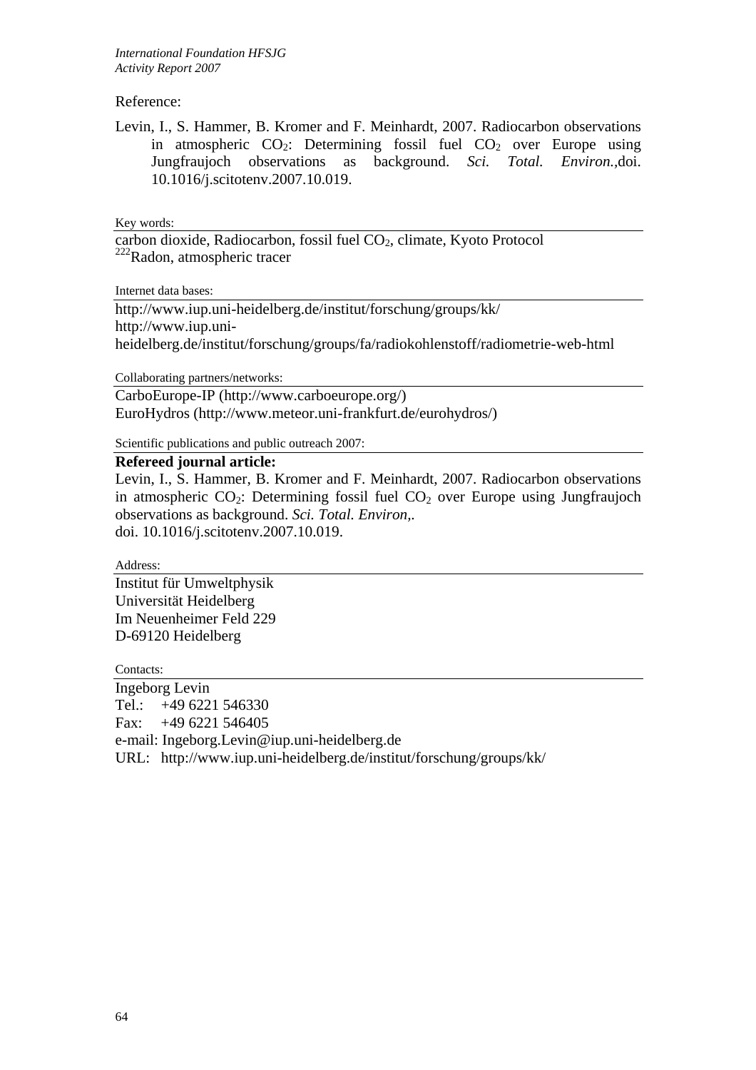Reference:

Levin, I., S. Hammer, B. Kromer and F. Meinhardt, 2007. Radiocarbon observations in atmospheric $CO_2$: Determining fossil fuel $CO_2$ over Europe using Jungfraujoch observations as background. *Sci. Total. Environ.*,doi. 10.1016/j.scitotenv.2007.10.019.

Key words:

carbon dioxide, Radiocarbon, fossil fuel $CO_2$, climate, Kyoto Protocol
$^{222}$Radon, atmospheric tracer

Internet data bases:

http://www.iup.uni-heidelberg.de/institut/forschung/groups/kk/
http://www.iup.uni-heidelberg.de/institut/forschung/groups/fa/radiokohlenstoff/radiometrie-web-html

Collaborating partners/networks:

CarboEurope-IP (http://www.carboeurope.org/)
EuroHydros (http://www.meteor.uni-frankfurt.de/eurohydros/)

Scientific publications and public outreach 2007:

**Refereed journal article:**

Levin, I., S. Hammer, B. Kromer and F. Meinhardt, 2007. Radiocarbon observations in atmospheric $CO_2$: Determining fossil fuel $CO_2$ over Europe using Jungfraujoch observations as background. *Sci. Total. Environ*,.
doi. 10.1016/j.scitotenv.2007.10.019.

Address:

Institut für Umweltphysik
Universität Heidelberg
Im Neuenheimer Feld 229
D-69120 Heidelberg

Contacts:

Ingeborg Levin
Tel.: +49 6221 546330
Fax: +49 6221 546405
e-mail: Ingeborg.Levin@iup.uni-heidelberg.de
URL: http://www.iup.uni-heidelberg.de/institut/forschung/groups/kk/